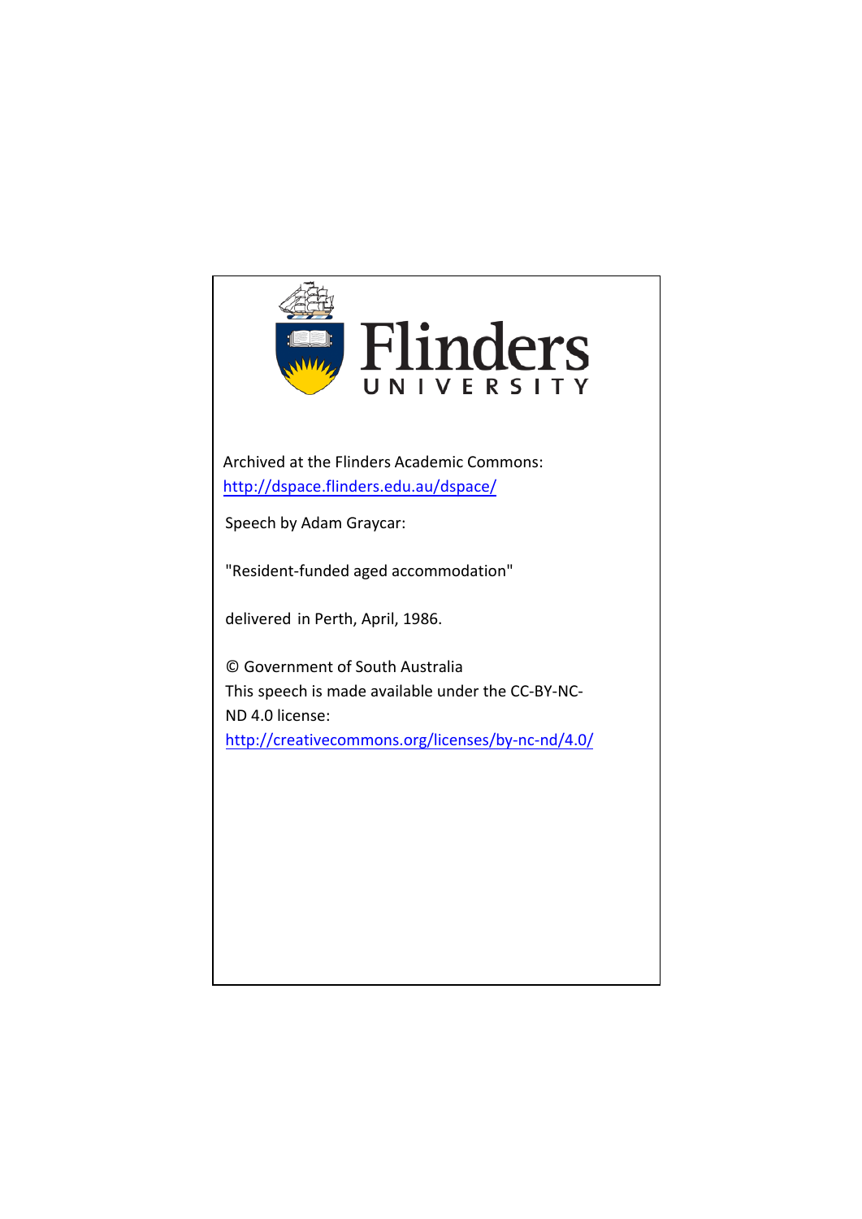Flinders UNIVERSITY

Archived at the Flinders Academic Commons:
http://dspace.flinders.edu.au/dspace/

Speech by Adam Graycar:

"Resident-funded aged accommodation"

delivered in Perth, April, 1986.

© Government of South Australia
This speech is made available under the CC-BY-NC-ND 4.0 license:
http://creativecommons.org/licenses/by-nc-nd/4.0/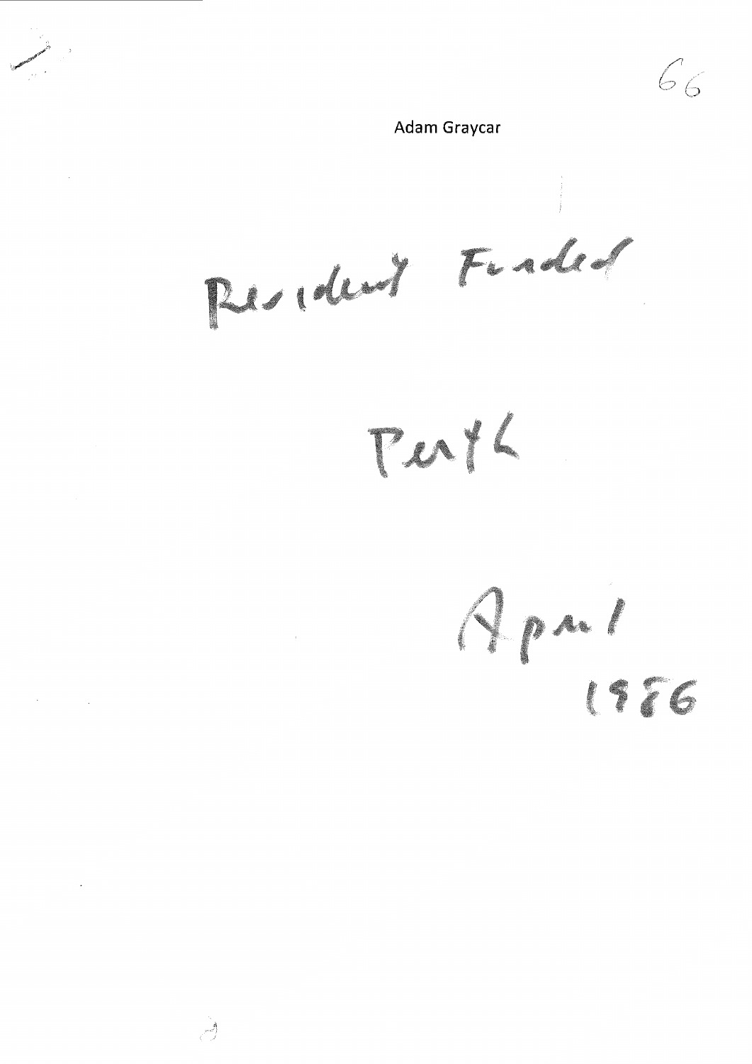Adam Graycar

Resident Funded

Perth

April
1986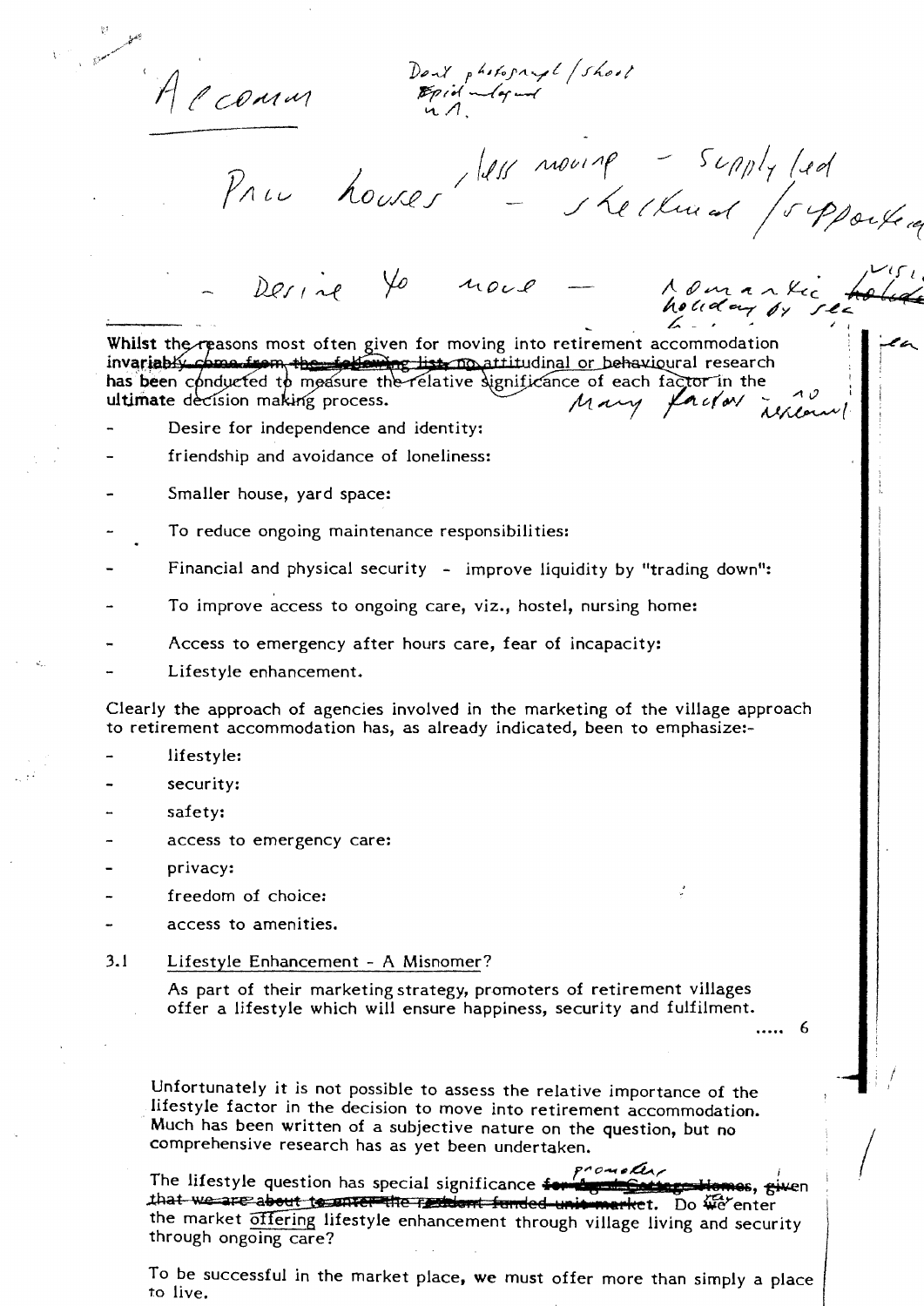Accomm

Don't photograph/shoot Epid-layed u.A.

Price houses / less moving - supply led - sheltered / supported

- Desire to move - romantic holiday by sea

Whilst the reasons most often given for moving into retirement accommodation ~~invariably come from the following list,~~ no attitudinal or behavioural research has been conducted to measure the relative significance of each factor in the ultimate decision making process. Many factors no research

- Desire for independence and identity:
- friendship and avoidance of loneliness:
- Smaller house, yard space:
- To reduce ongoing maintenance responsibilities:
- Financial and physical security - improve liquidity by "trading down":
- To improve access to ongoing care, viz., hostel, nursing home:
- Access to emergency after hours care, fear of incapacity:
- Lifestyle enhancement.

Clearly the approach of agencies involved in the marketing of the village approach to retirement accommodation has, as already indicated, been to emphasize:-

- lifestyle:
- security:
- safety:
- access to emergency care:
- privacy:
- freedom of choice:
- access to amenities.

### 3.1 Lifestyle Enhancement - A Misnomer?

As part of their marketing strategy, promoters of retirement villages offer a lifestyle which will ensure happiness, security and fulfilment.

..... 6

Unfortunately it is not possible to assess the relative importance of the lifestyle factor in the decision to move into retirement accommodation. Much has been written of a subjective nature on the question, but no comprehensive research has as yet been undertaken.

The lifestyle question has special significance ~~for ... Cottage Homes~~ promoter, given ~~that we are about to enter the resident funded unit market~~. Do ~~we~~ they enter the market offering lifestyle enhancement through village living and security through ongoing care?

To be successful in the market place, we must offer more than simply a place to live.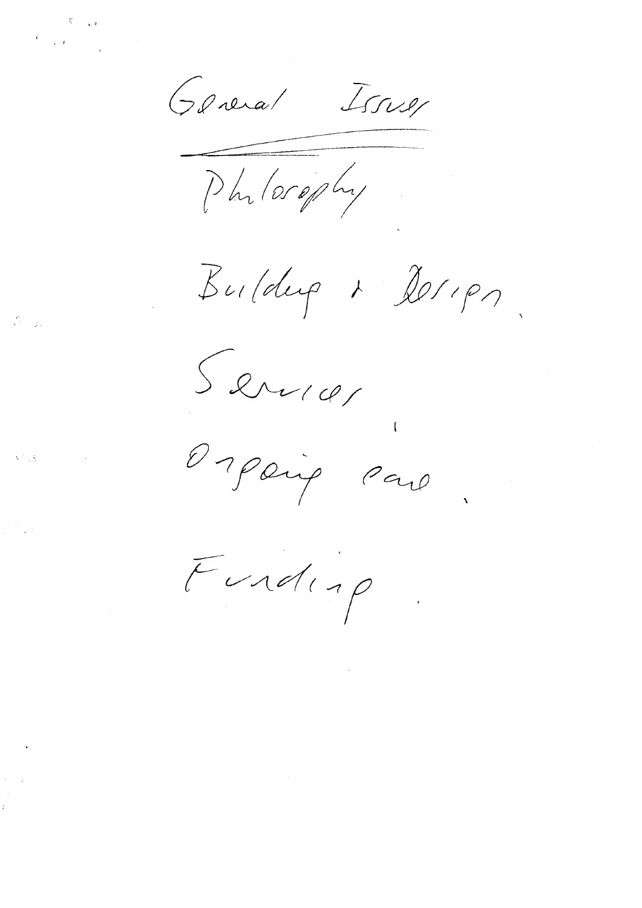# General Issues

Philosophy

Building & Design

Services

Ongoing care

Funding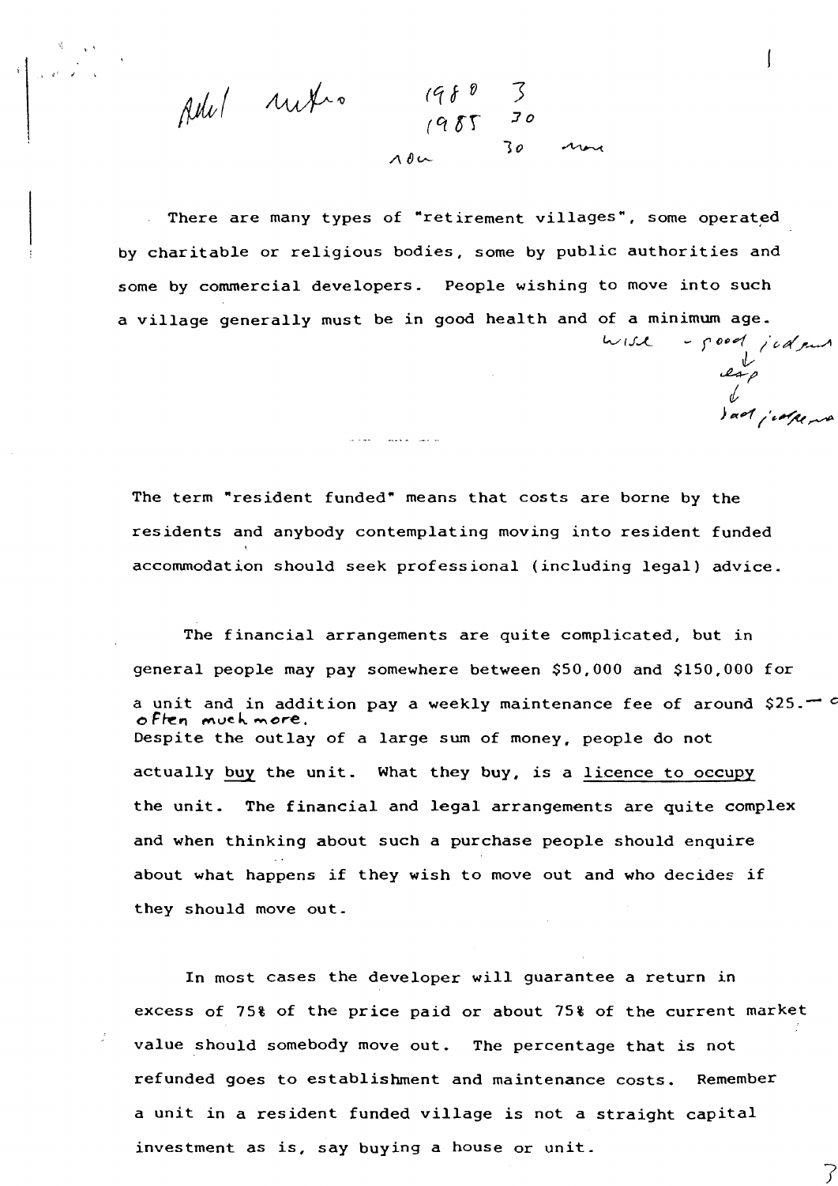Adult ...  1980 3
1985 30
now 30 more

There are many types of "retirement villages", some operated by charitable or religious bodies, some by public authorities and some by commercial developers. People wishing to move into such a village generally must be in good health and of a minimum age.

wise - good judgment ↓ ... ↓ bad judgment

The term "resident funded" means that costs are borne by the residents and anybody contemplating moving into resident funded accommodation should seek professional (including legal) advice.

The financial arrangements are quite complicated, but in general people may pay somewhere between $50,000 and $150,000 for a unit and in addition pay a weekly maintenance fee of around $25.— often much more.
Despite the outlay of a large sum of money, people do not actually buy the unit. What they buy, is a licence to occupy the unit. The financial and legal arrangements are quite complex and when thinking about such a purchase people should enquire about what happens if they wish to move out and who decides if they should move out.

In most cases the developer will guarantee a return in excess of 75% of the price paid or about 75% of the current market value should somebody move out. The percentage that is not refunded goes to establishment and maintenance costs. Remember a unit in a resident funded village is not a straight capital investment as is, say buying a house or unit.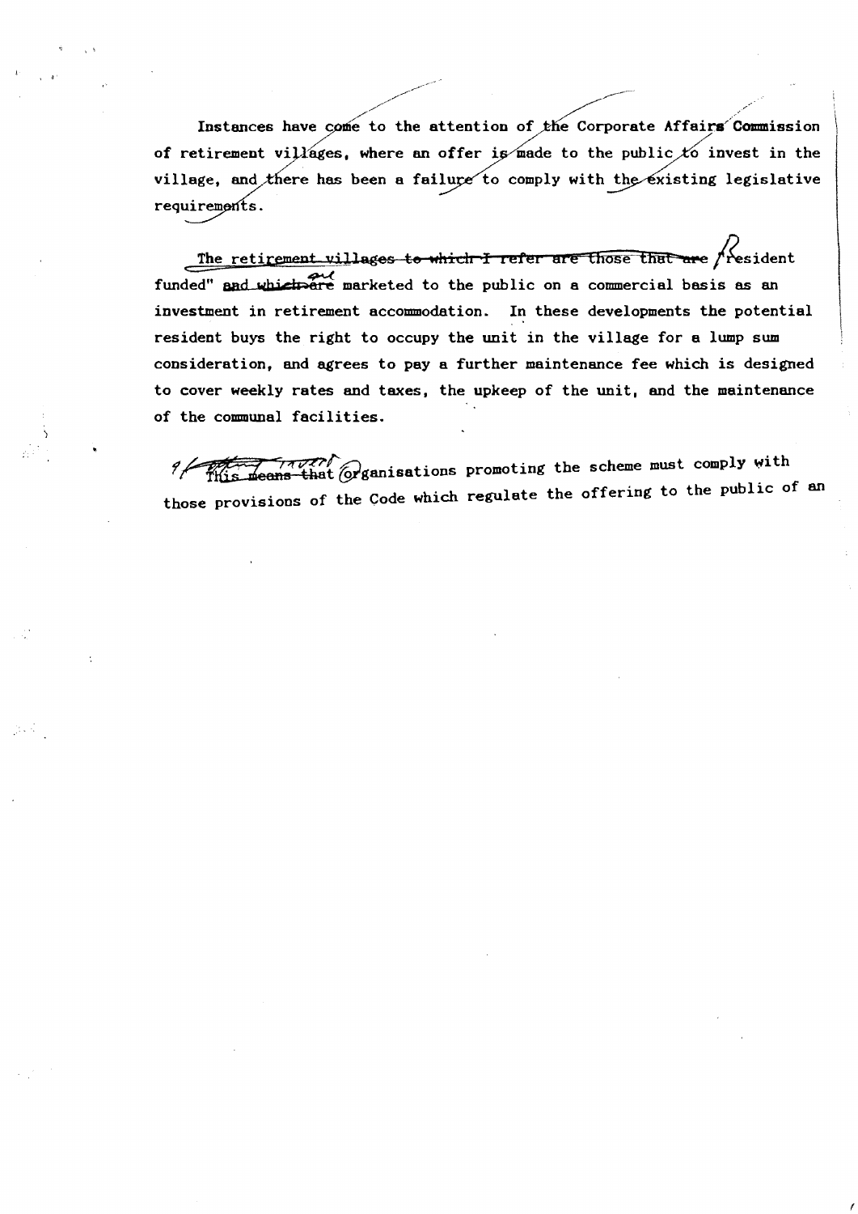Instances have come to the attention of the Corporate Affairs Commission of retirement villages, where an offer is made to the public to invest in the village, and there has been a failure to comply with the existing legislative requirements.

The retirement villages to which I refer are those that are "Resident funded" and which are marketed to the public on a commercial basis as an investment in retirement accommodation. In these developments the potential resident buys the right to occupy the unit in the village for a lump sum consideration, and agrees to pay a further maintenance fee which is designed to cover weekly rates and taxes, the upkeep of the unit, and the maintenance of the communal facilities.

This means that organisations promoting the scheme must comply with those provisions of the Code which regulate the offering to the public of an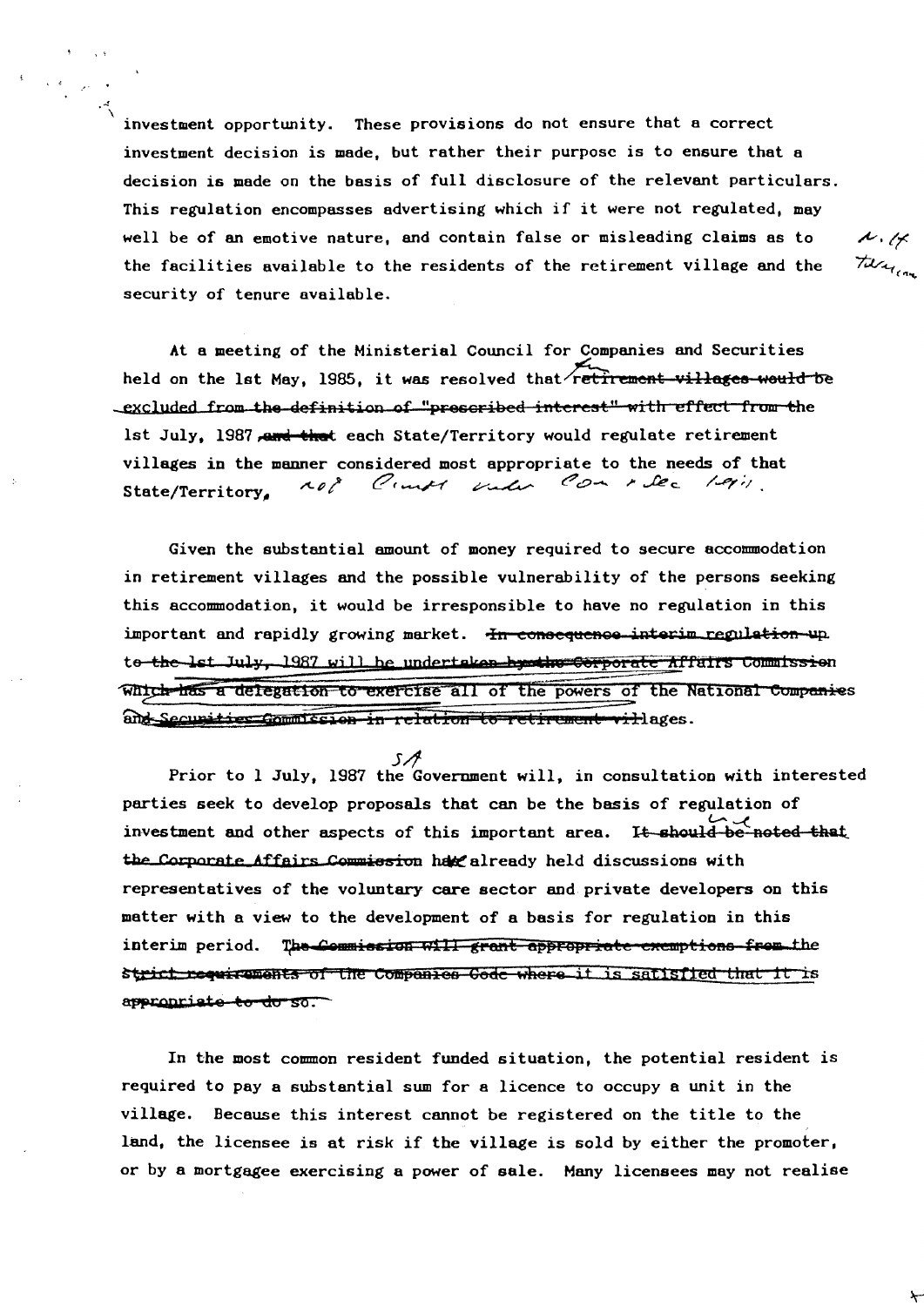investment opportunity. These provisions do not ensure that a correct investment decision is made, but rather their purpose is to ensure that a decision is made on the basis of full disclosure of the relevant particulars. This regulation encompasses advertising which if it were not regulated, may well be of an emotive nature, and contain false or misleading claims as to the facilities available to the residents of the retirement village and the security of tenure available.

At a meeting of the Ministerial Council for Companies and Securities held on the 1st May, 1985, it was resolved that ~~retirement villages would be excluded from the definition of "prescribed interest" with effect from the 1st July, 1987 and that~~ each State/Territory would regulate retirement villages in the manner considered most appropriate to the needs of that State/Territory, not Comm under Com + Sec 1911.

Given the substantial amount of money required to secure accommodation in retirement villages and the possible vulnerability of the persons seeking this accommodation, it would be irresponsible to have no regulation in this important and rapidly growing market. ~~In consequence interim regulation up to the 1st July, 1987 will be undertaken by the Corporate Affairs Commission which has a delegation to exercise all of the powers of the National Companies and Securities Commission in relation to retirement villages.~~

Prior to 1 July, 1987 the SA Government will, in consultation with interested parties seek to develop proposals that can be the basis of regulation of investment and other aspects of this important area. ~~It should be noted that the Corporate Affairs Commission~~ We have already held discussions with representatives of the voluntary care sector and private developers on this matter with a view to the development of a basis for regulation in this interim period. ~~The Commission will grant appropriate exemptions from the strict requirements of the Companies Code where it is satisfied that it is appropriate to do so.~~

In the most common resident funded situation, the potential resident is required to pay a substantial sum for a licence to occupy a unit in the village. Because this interest cannot be registered on the title to the land, the licensee is at risk if the village is sold by either the promoter, or by a mortgagee exercising a power of sale. Many licensees may not realise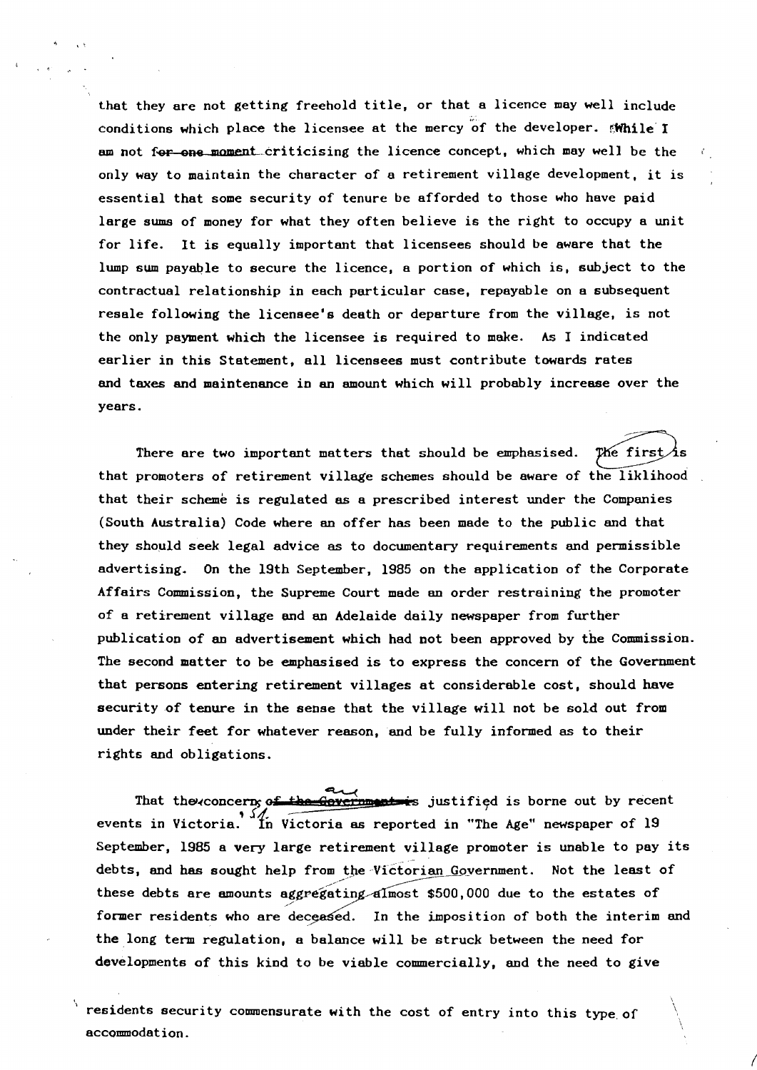that they are not getting freehold title, or that a licence may well include conditions which place the licensee at the mercy of the developer. While I am not ~~for one moment~~ criticising the licence concept, which may well be the only way to maintain the character of a retirement village development, it is essential that some security of tenure be afforded to those who have paid large sums of money for what they often believe is the right to occupy a unit for life. It is equally important that licensees should be aware that the lump sum payable to secure the licence, a portion of which is, subject to the contractual relationship in each particular case, repayable on a subsequent resale following the licensee's death or departure from the village, is not the only payment which the licensee is required to make. As I indicated earlier in this Statement, all licensees must contribute towards rates and taxes and maintenance in an amount which will probably increase over the years.

There are two important matters that should be emphasised. The first is that promoters of retirement village schemes should be aware of the liklihood that their scheme is regulated as a prescribed interest under the Companies (South Australia) Code where an offer has been made to the public and that they should seek legal advice as to documentary requirements and permissible advertising. On the 19th September, 1985 on the application of the Corporate Affairs Commission, the Supreme Court made an order restraining the promoter of a retirement village and an Adelaide daily newspaper from further publication of an advertisement which had not been approved by the Commission. The second matter to be emphasised is to express the concern of the Government that persons entering retirement villages at considerable cost, should have security of tenure in the sense that the village will not be sold out from under their feet for whatever reason, and be fully informed as to their rights and obligations.

That the concerns ~~of the Government is~~ are justified is borne out by recent events in Victoria. In Victoria as reported in "The Age" newspaper of 19 September, 1985 a very large retirement village promoter is unable to pay its debts, and has sought help from the Victorian Government. Not the least of these debts are amounts aggregating almost $500,000 due to the estates of former residents who are deceased. In the imposition of both the interim and the long term regulation, a balance will be struck between the need for developments of this kind to be viable commercially, and the need to give residents security commensurate with the cost of entry into this type of accommodation.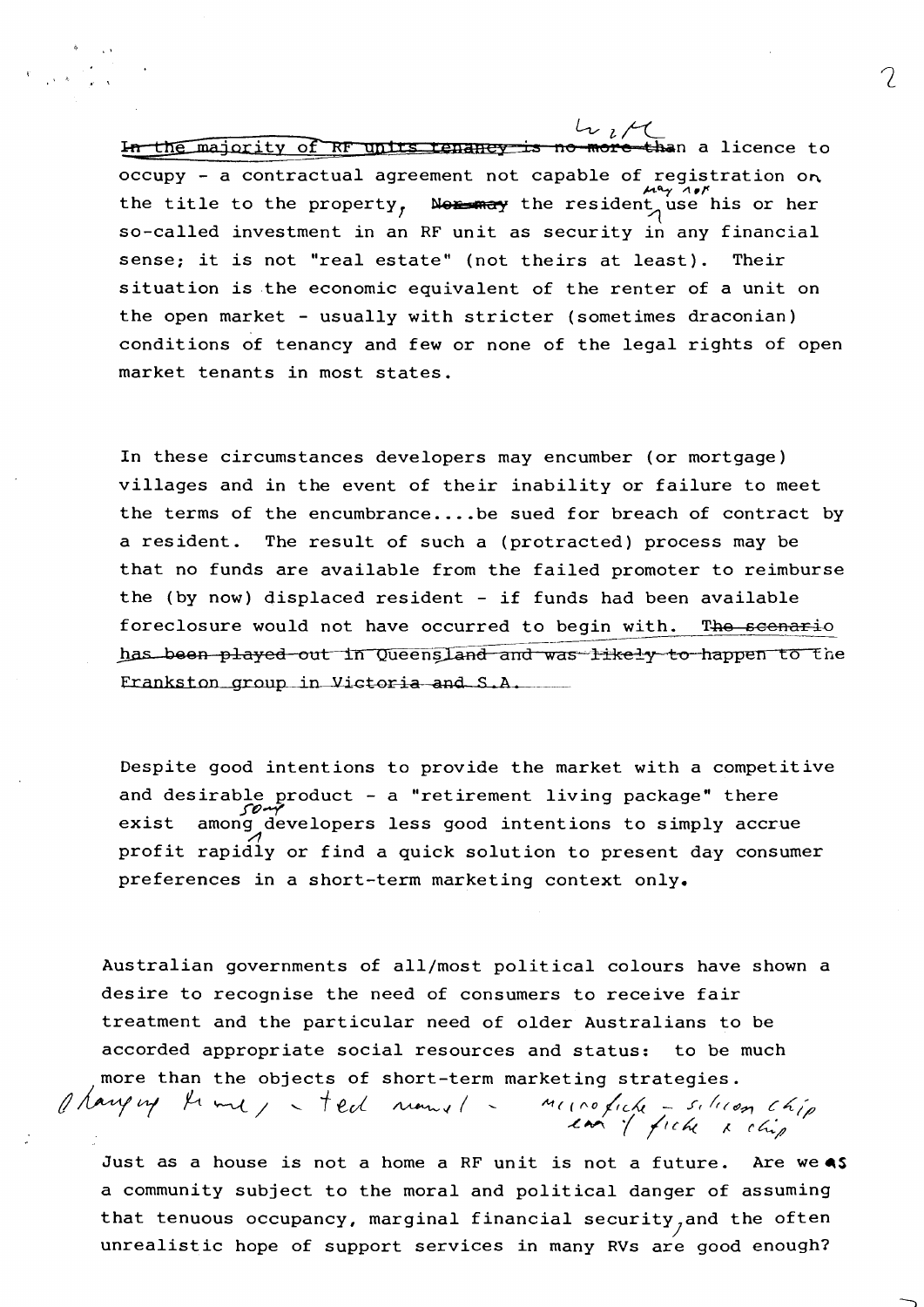In the majority of RF units tenancy is no more than a licence to occupy - a contractual agreement not capable of registration on the title to the property, Nor may the resident use his or her so-called investment in an RF unit as security in any financial sense; it is not "real estate" (not theirs at least). Their situation is the economic equivalent of the renter of a unit on the open market - usually with stricter (sometimes draconian) conditions of tenancy and few or none of the legal rights of open market tenants in most states.

In these circumstances developers may encumber (or mortgage) villages and in the event of their inability or failure to meet the terms of the encumbrance....be sued for breach of contract by a resident. The result of such a (protracted) process may be that no funds are available from the failed promoter to reimburse the (by now) displaced resident - if funds had been available foreclosure would not have occurred to begin with. The scenario has been played out in Queensland and was likely to happen to the Frankston group in Victoria and S.A.

Despite good intentions to provide the market with a competitive and desirable product - a "retirement living package" there exist among developers less good intentions to simply accrue profit rapidly or find a quick solution to present day consumer preferences in a short-term marketing context only.

Australian governments of all/most political colours have shown a desire to recognise the need of consumers to receive fair treatment and the particular need of older Australians to be accorded appropriate social resources and status: to be much more than the objects of short-term marketing strategies.

Just as a house is not a home a RF unit is not a future. Are we as a community subject to the moral and political danger of assuming that tenuous occupancy, marginal financial security, and the often unrealistic hope of support services in many RVs are good enough?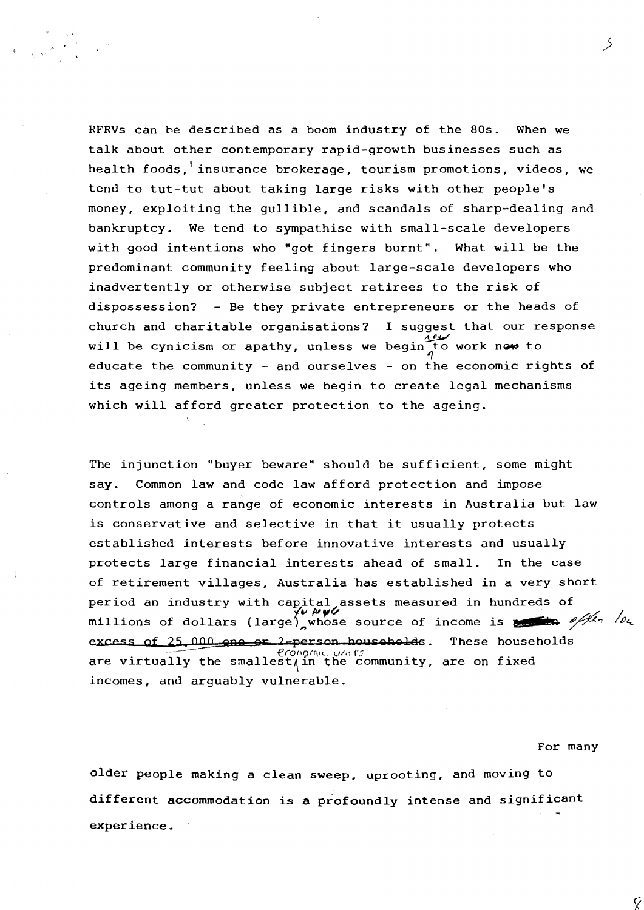RFRVs can be described as a boom industry of the 80s. When we talk about other contemporary rapid-growth businesses such as health foods,[1] insurance brokerage, tourism promotions, videos, we tend to tut-tut about taking large risks with other people's money, exploiting the gullible, and scandals of sharp-dealing and bankruptcy. We tend to sympathise with small-scale developers with good intentions who "got fingers burnt". What will be the predominant community feeling about large-scale developers who inadvertently or otherwise subject retirees to the risk of dispossession? - Be they private entrepreneurs or the heads of church and charitable organisations? I suggest that our response will be cynicism or apathy, unless we begin new to work ~~now~~ to educate the community - and ourselves - on the economic rights of its ageing members, unless we begin to create legal mechanisms which will afford greater protection to the ageing.

The injunction "buyer beware" should be sufficient, some might say. Common law and code law afford protection and impose controls among a range of economic interests in Australia but law is conservative and selective in that it usually protects established interests before innovative interests and usually protects large financial interests ahead of small. In the case of retirement villages, Australia has established in a very short period an industry with capital assets measured in hundreds of millions of dollars (large) for people whose source of income is ~~_____~~ often low ~~excess of 25,000 one or 2-person households~~. These households are virtually the smallest economic units in the community, are on fixed incomes, and arguably vulnerable.

For many older people making a clean sweep, uprooting, and moving to different accommodation is a profoundly intense and significant experience.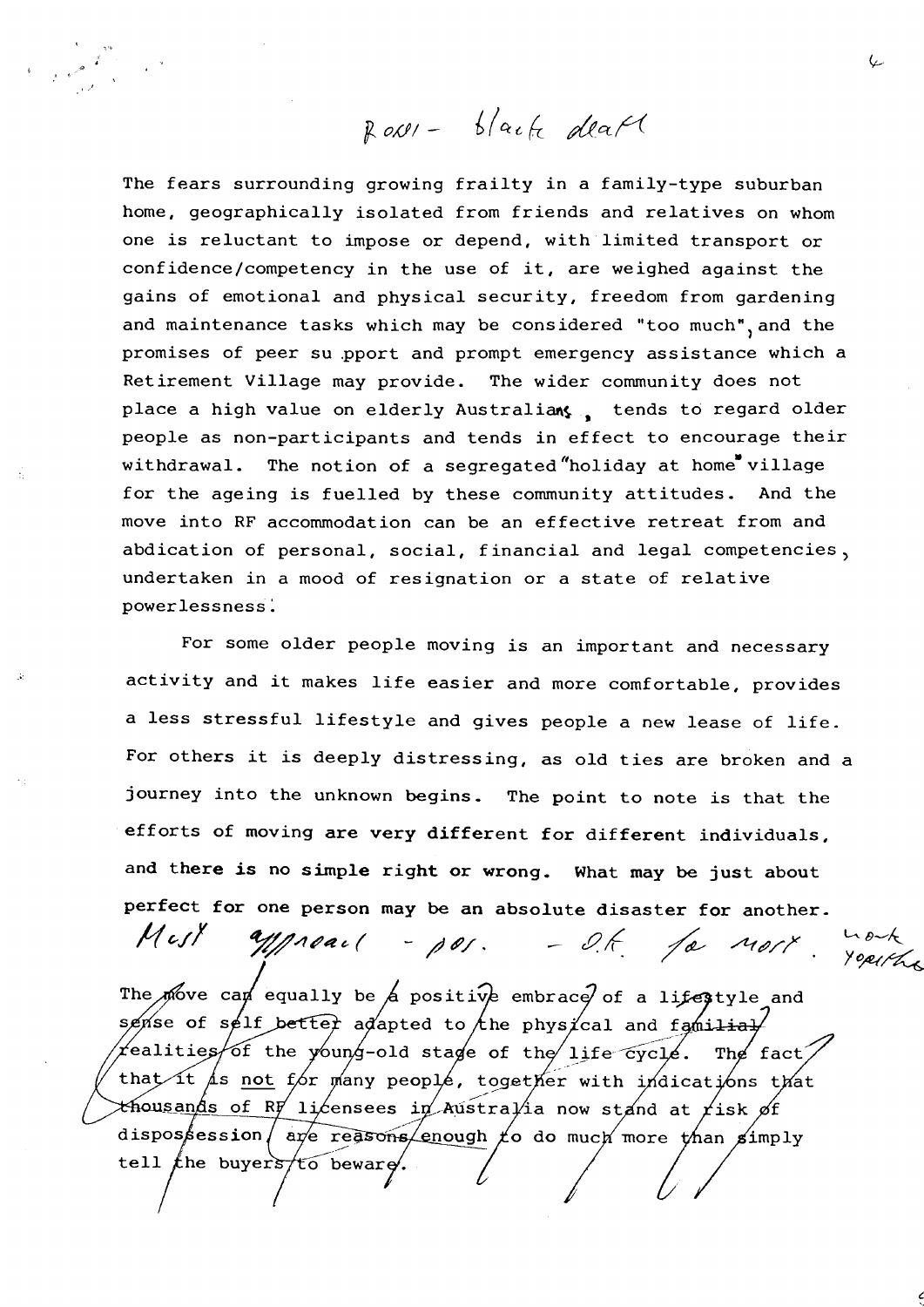Rosl – black draft

The fears surrounding growing frailty in a family-type suburban home, geographically isolated from friends and relatives on whom one is reluctant to impose or depend, with limited transport or confidence/competency in the use of it, are weighed against the gains of emotional and physical security, freedom from gardening and maintenance tasks which may be considered "too much", and the promises of peer support and prompt emergency assistance which a Retirement Village may provide. The wider community does not place a high value on elderly Australians, tends to regard older people as non-participants and tends in effect to encourage their withdrawal. The notion of a segregated "holiday at home" village for the ageing is fuelled by these community attitudes. And the move into RF accommodation can be an effective retreat from and abdication of personal, social, financial and legal competencies, undertaken in a mood of resignation or a state of relative powerlessness.

For some older people moving is an important and necessary activity and it makes life easier and more comfortable, provides a less stressful lifestyle and gives people a new lease of life. For others it is deeply distressing, as old ties are broken and a journey into the unknown begins. The point to note is that the efforts of moving are very different for different individuals, and there is no simple right or wrong. What may be just about perfect for one person may be an absolute disaster for another.

Must approach – pos. – O.K. for most. Look youthful

~~The move can equally be a positive embrace of a lifestyle and sense of self better adapted to the physical and familial realities of the young-old stage of the life cycle. The fact that it is not for many people, together with indications that thousands of RF licensees in Australia now stand at risk of dispossession are reasons enough to do much more than simply tell the buyers to beware.~~